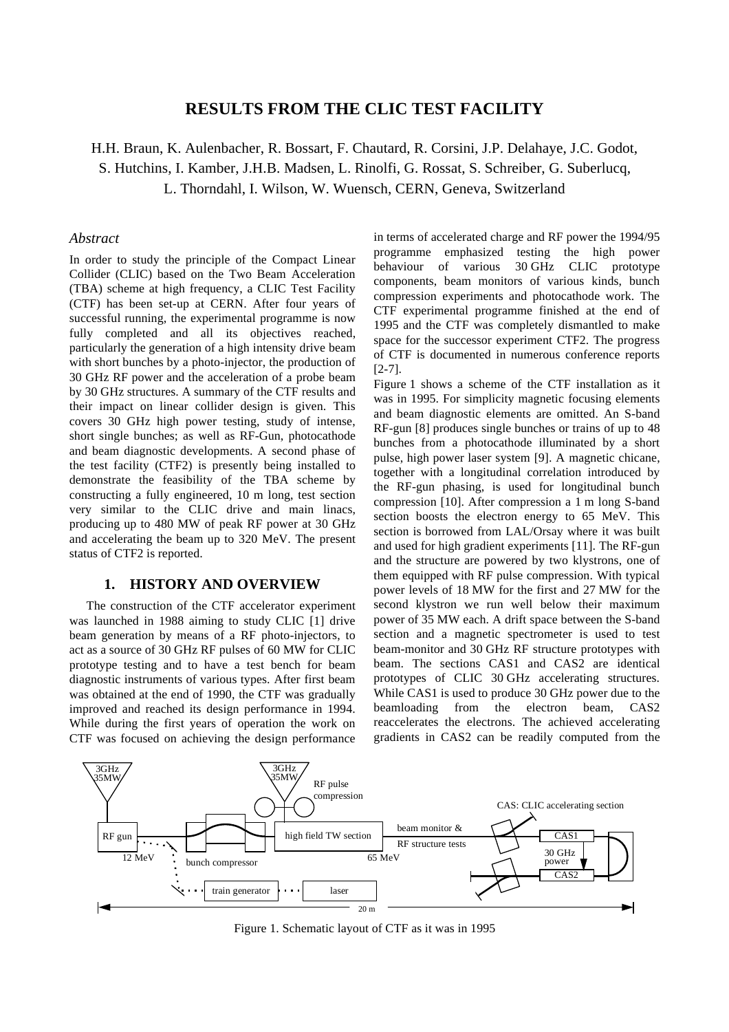# RESULTS FROM THE CLIC TEST FACILITY

H.H. Braun, K. Aulenbacher, R. Bossart, F. Chautard, R. Corsini, J.P. Delahaye, J.C. Godot, S. Hutchins, I. Kamber, J.H.B. Madsen, L. Rinolfi, G. Rossat, S. Schreiber, G. Suberlucq, L. Thorndahl, I. Wilson, W. Wuensch, CERN, Geneva, Switzerland

## *Abstract*

In order to study the principle of the Compact Linear Collider (CLIC) based on the Two Beam Acceleration (TBA) scheme at high frequency, a CLIC Test Facility (CTF) has been set-up at CERN. After four years of successful running, the experimental programme is now fully completed and all its objectives reached, particularly the generation of a high intensity drive beam with short bunches by a photo-injector, the production of 30 GHz RF power and the acceleration of a probe beam by 30 GHz structures. A summary of the CTF results and their impact on linear collider design is given. This covers 30 GHz high power testing, study of intense, short single bunches; as well as RF-Gun, photocathode and beam diagnostic developments. A second phase of the test facility (CTF2) is presently being installed to demonstrate the feasibility of the TBA scheme by constructing a fully engineered, 10 m long, test section very similar to the CLIC drive and main linacs, producing up to 480 MW of peak RF power at 30 GHz and accelerating the beam up to 320 MeV. The present status of CTF2 is reported.

## 1. HISTORY AND OVERVIEW

The construction of the CTF accelerator experiment was launched in 1988 aiming to study CLIC [1] drive beam generation by means of a RF photo-injectors, to act as a source of 30 GHz RF pulses of 60 MW for CLIC prototype testing and to have a test bench for beam diagnostic instruments of various types. After first beam was obtained at the end of 1990, the CTF was gradually improved and reached its design performance in 1994. While during the first years of operation the work on CTF was focused on achieving the design performance in terms of accelerated charge and RF power the 1994/95 programme emphasized testing the high power behaviour of various 30 GHz CLIC prototype components, beam monitors of various kinds, bunch compression experiments and photocathode work. The CTF experimental programme finished at the end of 1995 and the CTF was completely dismantled to make space for the successor experiment CTF2. The progress of CTF is documented in numerous conference reports [2-7].

Figure 1 shows a scheme of the CTF installation as it was in 1995. For simplicity magnetic focusing elements and beam diagnostic elements are omitted. An S-band RF-gun [8] produces single bunches or trains of up to 48 bunches from a photocathode illuminated by a short pulse, high power laser system [9]. A magnetic chicane, together with a longitudinal correlation introduced by the RF-gun phasing, is used for longitudinal bunch compression [10]. After compression a 1 m long S-band section boosts the electron energy to 65 MeV. This section is borrowed from LAL/Orsay where it was built and used for high gradient experiments [11]. The RF-gun and the structure are powered by two klystrons, one of them equipped with RF pulse compression. With typical power levels of 18 MW for the first and 27 MW for the second klystron we run well below their maximum power of 35 MW each. A drift space between the S-band section and a magnetic spectrometer is used to test beam-monitor and 30 GHz RF structure prototypes with beam. The sections CAS1 and CAS2 are identical prototypes of CLIC 30 GHz accelerating structures. While CAS1 is used to produce 30 GHz power due to the beamloading from the electron beam, CAS2 reaccelerates the electrons. The achieved accelerating gradients in CAS2 can be readily computed from the

Figure 1. Schematic layout of CTF as it was in 1995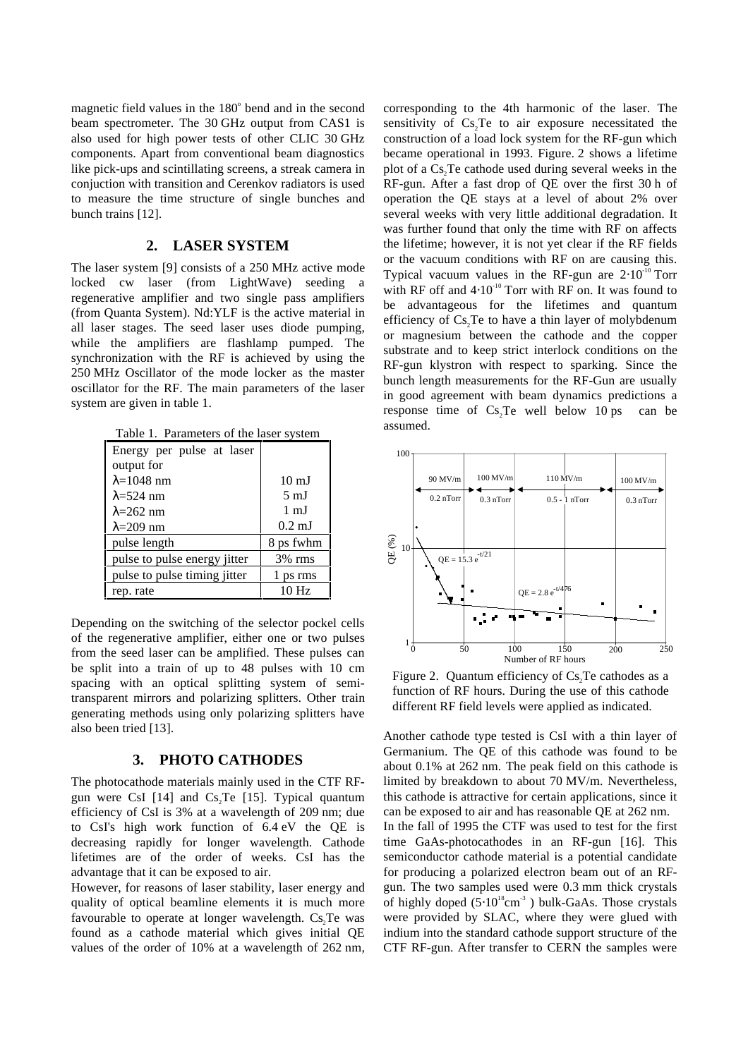magnetic field values in the 180° bend and in the second beam spectrometer. The 30 GHz output from CAS1 is also used for high power tests of other CLIC 30 GHz components. Apart from conventional beam diagnostics like pick-ups and scintillating screens, a streak camera in conjuction with transition and Cerenkov radiators is used to measure the time structure of single bunches and bunch trains [12].

## 2. LASER SYSTEM

The laser system [9] consists of a 250 MHz active mode locked cw laser (from LightWave) seeding a regenerative amplifier and two single pass amplifiers (from Quanta System). Nd:YLF is the active material in all laser stages. The seed laser uses diode pumping, while the amplifiers are flashlamp pumped. The synchronization with the RF is achieved by using the 250 MHz Oscillator of the mode locker as the master oscillator for the RF. The main parameters of the laser system are given in table 1.

Table 1. Parameters of the laser system

| | |
|---|---|
| Energy per pulse at laser output for | |
| $\lambda$=1048 nm | 10 mJ |
| $\lambda$=524 nm | 5 mJ |
| $\lambda$=262 nm | 1 mJ |
| $\lambda$=209 nm | 0.2 mJ |
| pulse length | 8 ps fwhm |
| pulse to pulse energy jitter | 3% rms |
| pulse to pulse timing jitter | 1 ps rms |
| rep. rate | 10 Hz |

Depending on the switching of the selector pockel cells of the regenerative amplifier, either one or two pulses from the seed laser can be amplified. These pulses can be split into a train of up to 48 pulses with 10 cm spacing with an optical splitting system of semi-transparent mirrors and polarizing splitters. Other train generating methods using only polarizing splitters have also been tried [13].

## 3. PHOTO CATHODES

The photocathode materials mainly used in the CTF RF-gun were CsI [14] and $Cs_2Te$ [15]. Typical quantum efficiency of CsI is 3% at a wavelength of 209 nm; due to CsI's high work function of 6.4 eV the QE is decreasing rapidly for longer wavelength. Cathode lifetimes are of the order of weeks. CsI has the advantage that it can be exposed to air.

However, for reasons of laser stability, laser energy and quality of optical beamline elements it is much more favourable to operate at longer wavelength. $Cs_2Te$ was found as a cathode material which gives initial QE values of the order of 10% at a wavelength of 262 nm, corresponding to the 4th harmonic of the laser. The sensitivity of $Cs_2Te$ to air exposure necessitated the construction of a load lock system for the RF-gun which became operational in 1993. Figure. 2 shows a lifetime plot of a $Cs_2Te$ cathode used during several weeks in the RF-gun. After a fast drop of QE over the first 30 h of operation the QE stays at a level of about 2% over several weeks with very little additional degradation. It was further found that only the time with RF on affects the lifetime; however, it is not yet clear if the RF fields or the vacuum conditions with RF on are causing this. Typical vacuum values in the RF-gun are $2{\cdot}10^{-10}$ Torr with RF off and $4{\cdot}10^{-10}$ Torr with RF on. It was found to be advantageous for the lifetimes and quantum efficiency of $Cs_2Te$ to have a thin layer of molybdenum or magnesium between the cathode and the copper substrate and to keep strict interlock conditions on the RF-gun klystron with respect to sparking. Since the bunch length measurements for the RF-Gun are usually in good agreement with beam dynamics predictions a response time of $Cs_2Te$ well below 10 ps can be assumed.

Figure 2. Quantum efficiency of $Cs_2Te$ cathodes as a function of RF hours. During the use of this cathode different RF field levels were applied as indicated.

Another cathode type tested is CsI with a thin layer of Germanium. The QE of this cathode was found to be about 0.1% at 262 nm. The peak field on this cathode is limited by breakdown to about 70 MV/m. Nevertheless, this cathode is attractive for certain applications, since it can be exposed to air and has reasonable QE at 262 nm.

In the fall of 1995 the CTF was used to test for the first time GaAs-photocathodes in an RF-gun [16]. This semiconductor cathode material is a potential candidate for producing a polarized electron beam out of an RF-gun. The two samples used were 0.3 mm thick crystals of highly doped ($5{\cdot}10^{18}\text{cm}^{-3}$ ) bulk-GaAs. Those crystals were provided by SLAC, where they were glued with indium into the standard cathode support structure of the CTF RF-gun. After transfer to CERN the samples were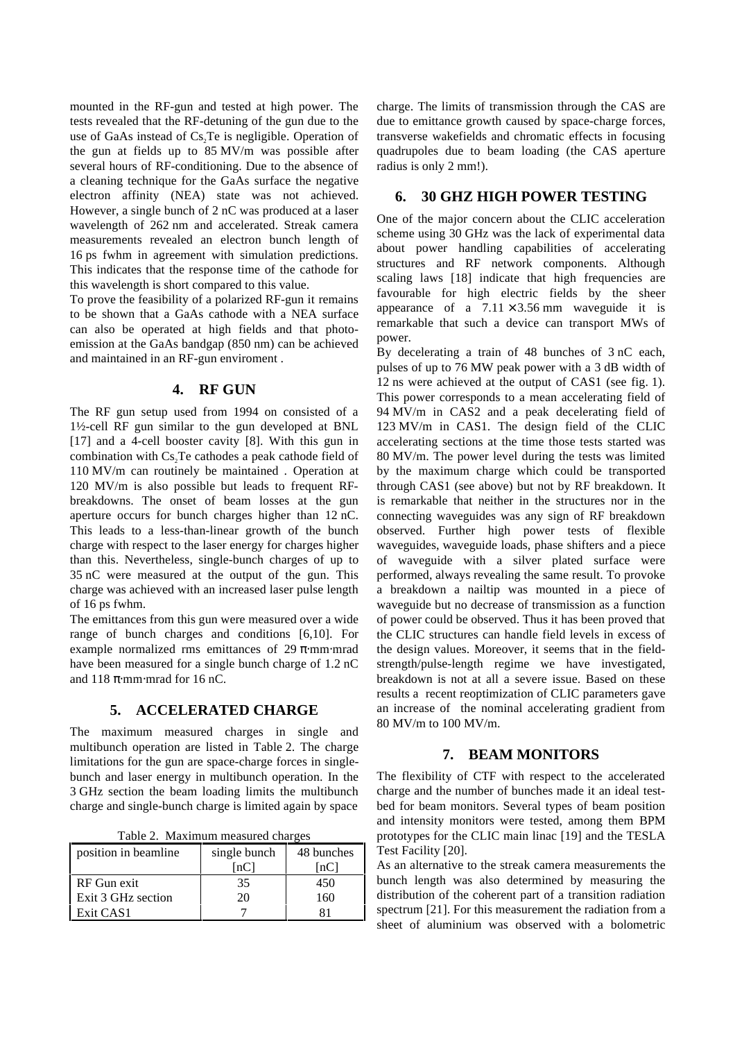mounted in the RF-gun and tested at high power. The tests revealed that the RF-detuning of the gun due to the use of GaAs instead of $Cs_2Te$ is negligible. Operation of the gun at fields up to 85 MV/m was possible after several hours of RF-conditioning. Due to the absence of a cleaning technique for the GaAs surface the negative electron affinity (NEA) state was not achieved. However, a single bunch of 2 nC was produced at a laser wavelength of 262 nm and accelerated. Streak camera measurements revealed an electron bunch length of 16 ps fwhm in agreement with simulation predictions. This indicates that the response time of the cathode for this wavelength is short compared to this value.

To prove the feasibility of a polarized RF-gun it remains to be shown that a GaAs cathode with a NEA surface can also be operated at high fields and that photo-emission at the GaAs bandgap (850 nm) can be achieved and maintained in an RF-gun enviroment .

## 4. RF GUN

The RF gun setup used from 1994 on consisted of a 1½-cell RF gun similar to the gun developed at BNL [17] and a 4-cell booster cavity [8]. With this gun in combination with $Cs_2Te$ cathodes a peak cathode field of 110 MV/m can routinely be maintained . Operation at 120 MV/m is also possible but leads to frequent RF-breakdowns. The onset of beam losses at the gun aperture occurs for bunch charges higher than 12 nC. This leads to a less-than-linear growth of the bunch charge with respect to the laser energy for charges higher than this. Nevertheless, single-bunch charges of up to 35 nC were measured at the output of the gun. This charge was achieved with an increased laser pulse length of 16 ps fwhm.

The emittances from this gun were measured over a wide range of bunch charges and conditions [6,10]. For example normalized rms emittances of 29 π·mm·mrad have been measured for a single bunch charge of 1.2 nC and 118 π·mm·mrad for 16 nC.

## 5. ACCELERATED CHARGE

The maximum measured charges in single and multibunch operation are listed in Table 2. The charge limitations for the gun are space-charge forces in single-bunch and laser energy in multibunch operation. In the 3 GHz section the beam loading limits the multibunch charge and single-bunch charge is limited again by space charge. The limits of transmission through the CAS are due to emittance growth caused by space-charge forces, transverse wakefields and chromatic effects in focusing quadrupoles due to beam loading (the CAS aperture radius is only 2 mm!).

Table 2. Maximum measured charges

| position in beamline | single bunch [nC] | 48 bunches [nC] |
|---|---|---|
| RF Gun exit | 35 | 450 |
| Exit 3 GHz section | 20 | 160 |
| Exit CAS1 | 7 | 81 |

## 6. 30 GHZ HIGH POWER TESTING

One of the major concern about the CLIC acceleration scheme using 30 GHz was the lack of experimental data about power handling capabilities of accelerating structures and RF network components. Although scaling laws [18] indicate that high frequencies are favourable for high electric fields by the sheer appearance of a $7.11 \times 3.56$ mm waveguide it is remarkable that such a device can transport MWs of power.

By decelerating a train of 48 bunches of 3 nC each, pulses of up to 76 MW peak power with a 3 dB width of 12 ns were achieved at the output of CAS1 (see fig. 1). This power corresponds to a mean accelerating field of 94 MV/m in CAS2 and a peak decelerating field of 123 MV/m in CAS1. The design field of the CLIC accelerating sections at the time those tests started was 80 MV/m. The power level during the tests was limited by the maximum charge which could be transported through CAS1 (see above) but not by RF breakdown. It is remarkable that neither in the structures nor in the connecting waveguides was any sign of RF breakdown observed. Further high power tests of flexible waveguides, waveguide loads, phase shifters and a piece of waveguide with a silver plated surface were performed, always revealing the same result. To provoke a breakdown a nailtip was mounted in a piece of waveguide but no decrease of transmission as a function of power could be observed. Thus it has been proved that the CLIC structures can handle field levels in excess of the design values. Moreover, it seems that in the field-strength/pulse-length regime we have investigated, breakdown is not at all a severe issue. Based on these results a recent reoptimization of CLIC parameters gave an increase of the nominal accelerating gradient from 80 MV/m to 100 MV/m.

## 7. BEAM MONITORS

The flexibility of CTF with respect to the accelerated charge and the number of bunches made it an ideal test-bed for beam monitors. Several types of beam position and intensity monitors were tested, among them BPM prototypes for the CLIC main linac [19] and the TESLA Test Facility [20].

As an alternative to the streak camera measurements the bunch length was also determined by measuring the distribution of the coherent part of a transition radiation spectrum [21]. For this measurement the radiation from a sheet of aluminium was observed with a bolometric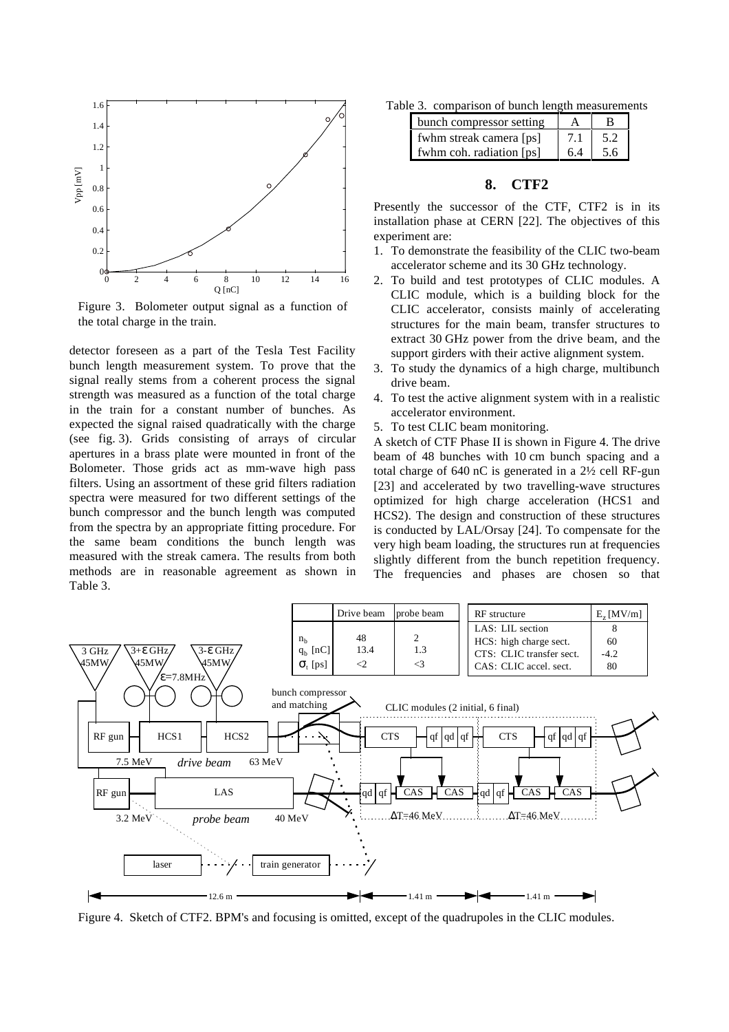Figure 3. Bolometer output signal as a function of the total charge in the train.

detector foreseen as a part of the Tesla Test Facility bunch length measurement system. To prove that the signal really stems from a coherent process the signal strength was measured as a function of the total charge in the train for a constant number of bunches. As expected the signal raised quadratically with the charge (see fig. 3). Grids consisting of arrays of circular apertures in a brass plate were mounted in front of the Bolometer. Those grids act as mm-wave high pass filters. Using an assortment of these grid filters radiation spectra were measured for two different settings of the bunch compressor and the bunch length was computed from the spectra by an appropriate fitting procedure. For the same beam conditions the bunch length was measured with the streak camera. The results from both methods are in reasonable agreement as shown in Table 3.

Table 3. comparison of bunch length measurements

| bunch compressor setting | A | B |
|---|---|---|
| fwhm streak camera [ps] | 7.1 | 5.2 |
| fwhm coh. radiation [ps] | 6.4 | 5.6 |

## 8. CTF2

Presently the successor of the CTF, CTF2 is in its installation phase at CERN [22]. The objectives of this experiment are:

1. To demonstrate the feasibility of the CLIC two-beam accelerator scheme and its 30 GHz technology.
2. To build and test prototypes of CLIC modules. A CLIC module, which is a building block for the CLIC accelerator, consists mainly of accelerating structures for the main beam, transfer structures to extract 30 GHz power from the drive beam, and the support girders with their active alignment system.
3. To study the dynamics of a high charge, multibunch drive beam.
4. To test the active alignment system with in a realistic accelerator environment.
5. To test CLIC beam monitoring.

A sketch of CTF Phase II is shown in Figure 4. The drive beam of 48 bunches with 10 cm bunch spacing and a total charge of 640 nC is generated in a 2½ cell RF-gun [23] and accelerated by two travelling-wave structures optimized for high charge acceleration (HCS1 and HCS2). The design and construction of these structures is conducted by LAL/Orsay [24]. To compensate for the very high beam loading, the structures run at frequencies slightly different from the bunch repetition frequency. The frequencies and phases are chosen so that

| | Drive beam | probe beam |
|---|---|---|
| $n_b$ | 48 | 2 |
| $q_b$ [nC] | 13.4 | 1.3 |
| $\sigma_t$ [ps] | <2 | <3 |

| RF structure | $E_z$ [MV/m] |
|---|---|
| LAS: LIL section | 8 |
| HCS: high charge sect. | 60 |
| CTS: CLIC transfer sect. | -4.2 |
| CAS: CLIC accel. sect. | 80 |

Figure 4. Sketch of CTF2. BPM's and focusing is omitted, except of the quadrupoles in the CLIC modules.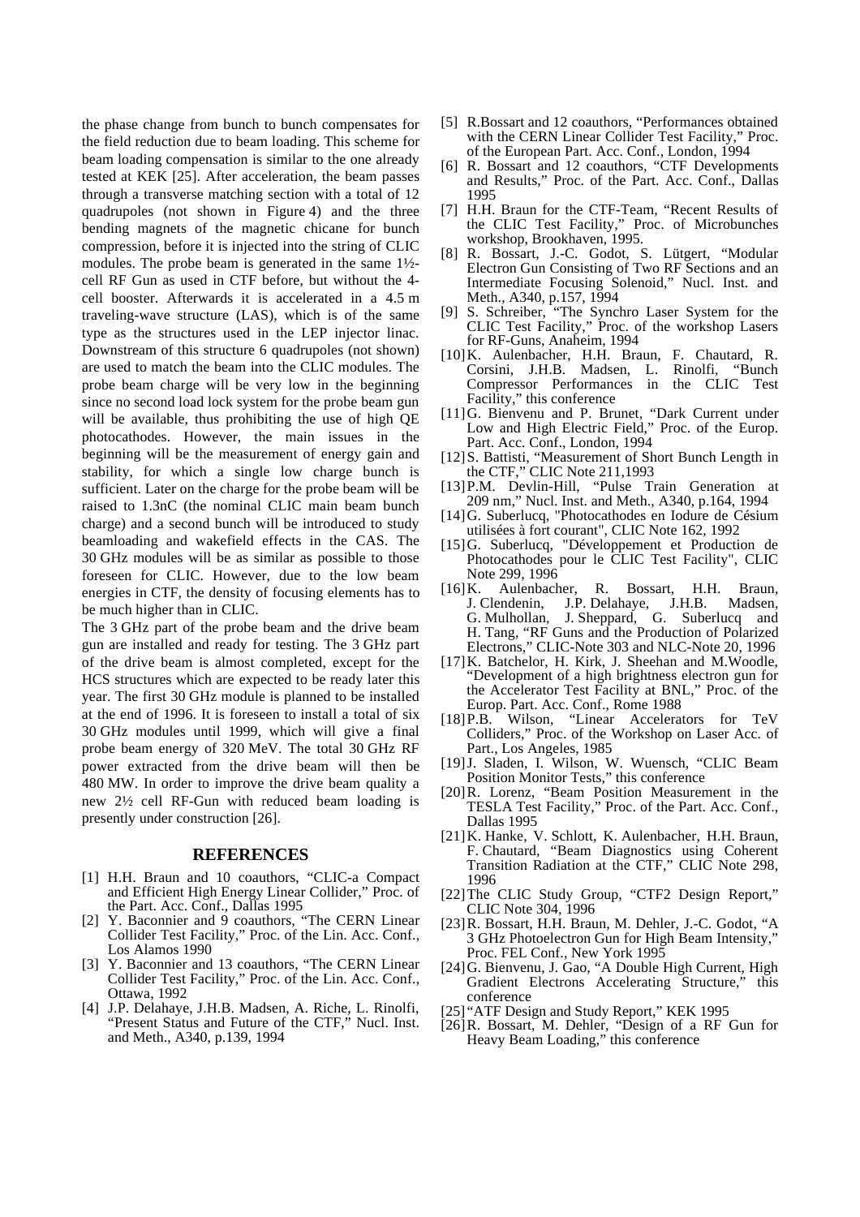the phase change from bunch to bunch compensates for the field reduction due to beam loading. This scheme for beam loading compensation is similar to the one already tested at KEK [25]. After acceleration, the beam passes through a transverse matching section with a total of 12 quadrupoles (not shown in Figure 4) and the three bending magnets of the magnetic chicane for bunch compression, before it is injected into the string of CLIC modules. The probe beam is generated in the same 1½-cell RF Gun as used in CTF before, but without the 4-cell booster. Afterwards it is accelerated in a 4.5 m traveling-wave structure (LAS), which is of the same type as the structures used in the LEP injector linac. Downstream of this structure 6 quadrupoles (not shown) are used to match the beam into the CLIC modules. The probe beam charge will be very low in the beginning since no second load lock system for the probe beam gun will be available, thus prohibiting the use of high QE photocathodes. However, the main issues in the beginning will be the measurement of energy gain and stability, for which a single low charge bunch is sufficient. Later on the charge for the probe beam will be raised to 1.3nC (the nominal CLIC main beam bunch charge) and a second bunch will be introduced to study beamloading and wakefield effects in the CAS. The 30 GHz modules will be as similar as possible to those foreseen for CLIC. However, due to the low beam energies in CTF, the density of focusing elements has to be much higher than in CLIC.

The 3 GHz part of the probe beam and the drive beam gun are installed and ready for testing. The 3 GHz part of the drive beam is almost completed, except for the HCS structures which are expected to be ready later this year. The first 30 GHz module is planned to be installed at the end of 1996. It is foreseen to install a total of six 30 GHz modules until 1999, which will give a final probe beam energy of 320 MeV. The total 30 GHz RF power extracted from the drive beam will then be 480 MW. In order to improve the drive beam quality a new 2½ cell RF-Gun with reduced beam loading is presently under construction [26].

## REFERENCES

[1] H.H. Braun and 10 coauthors, "CLIC-a Compact and Efficient High Energy Linear Collider," Proc. of the Part. Acc. Conf., Dallas 1995

[2] Y. Baconnier and 9 coauthors, "The CERN Linear Collider Test Facility," Proc. of the Lin. Acc. Conf., Los Alamos 1990

[3] Y. Baconnier and 13 coauthors, "The CERN Linear Collider Test Facility," Proc. of the Lin. Acc. Conf., Ottawa, 1992

[4] J.P. Delahaye, J.H.B. Madsen, A. Riche, L. Rinolfi, "Present Status and Future of the CTF," Nucl. Inst. and Meth., A340, p.139, 1994

[5] R.Bossart and 12 coauthors, "Performances obtained with the CERN Linear Collider Test Facility," Proc. of the European Part. Acc. Conf., London, 1994

[6] R. Bossart and 12 coauthors, "CTF Developments and Results," Proc. of the Part. Acc. Conf., Dallas 1995

[7] H.H. Braun for the CTF-Team, "Recent Results of the CLIC Test Facility," Proc. of Microbunches workshop, Brookhaven, 1995.

[8] R. Bossart, J.-C. Godot, S. Lütgert, "Modular Electron Gun Consisting of Two RF Sections and an Intermediate Focusing Solenoid," Nucl. Inst. and Meth., A340, p.157, 1994

[9] S. Schreiber, "The Synchro Laser System for the CLIC Test Facility," Proc. of the workshop Lasers for RF-Guns, Anaheim, 1994

[10] K. Aulenbacher, H.H. Braun, F. Chautard, R. Corsini, J.H.B. Madsen, L. Rinolfi, "Bunch Compressor Performances in the CLIC Test Facility," this conference

[11] G. Bienvenu and P. Brunet, "Dark Current under Low and High Electric Field," Proc. of the Europ. Part. Acc. Conf., London, 1994

[12] S. Battisti, "Measurement of Short Bunch Length in the CTF," CLIC Note 211,1993

[13] P.M. Devlin-Hill, "Pulse Train Generation at 209 nm," Nucl. Inst. and Meth., A340, p.164, 1994

[14] G. Suberlucq, "Photocathodes en Iodure de Césium utilisées à fort courant", CLIC Note 162, 1992

[15] G. Suberlucq, "Développement et Production de Photocathodes pour le CLIC Test Facility", CLIC Note 299, 1996

[16] K. Aulenbacher, R. Bossart, H.H. Braun, J. Clendenin, J.P. Delahaye, J.H.B. Madsen, G. Mulhollan, J. Sheppard, G. Suberlucq and H. Tang, "RF Guns and the Production of Polarized Electrons," CLIC-Note 303 and NLC-Note 20, 1996

[17] K. Batchelor, H. Kirk, J. Sheehan and M.Woodle, "Development of a high brightness electron gun for the Accelerator Test Facility at BNL," Proc. of the Europ. Part. Acc. Conf., Rome 1988

[18] P.B. Wilson, "Linear Accelerators for TeV Colliders," Proc. of the Workshop on Laser Acc. of Part., Los Angeles, 1985

[19] J. Sladen, I. Wilson, W. Wuensch, "CLIC Beam Position Monitor Tests," this conference

[20] R. Lorenz, "Beam Position Measurement in the TESLA Test Facility," Proc. of the Part. Acc. Conf., Dallas 1995

[21] K. Hanke, V. Schlott, K. Aulenbacher, H.H. Braun, F. Chautard, "Beam Diagnostics using Coherent Transition Radiation at the CTF," CLIC Note 298, 1996

[22] The CLIC Study Group, "CTF2 Design Report," CLIC Note 304, 1996

[23] R. Bossart, H.H. Braun, M. Dehler, J.-C. Godot, "A 3 GHz Photoelectron Gun for High Beam Intensity," Proc. FEL Conf., New York 1995

[24] G. Bienvenu, J. Gao, "A Double High Current, High Gradient Electrons Accelerating Structure," this conference

[25] "ATF Design and Study Report," KEK 1995

[26] R. Bossart, M. Dehler, "Design of a RF Gun for Heavy Beam Loading," this conference